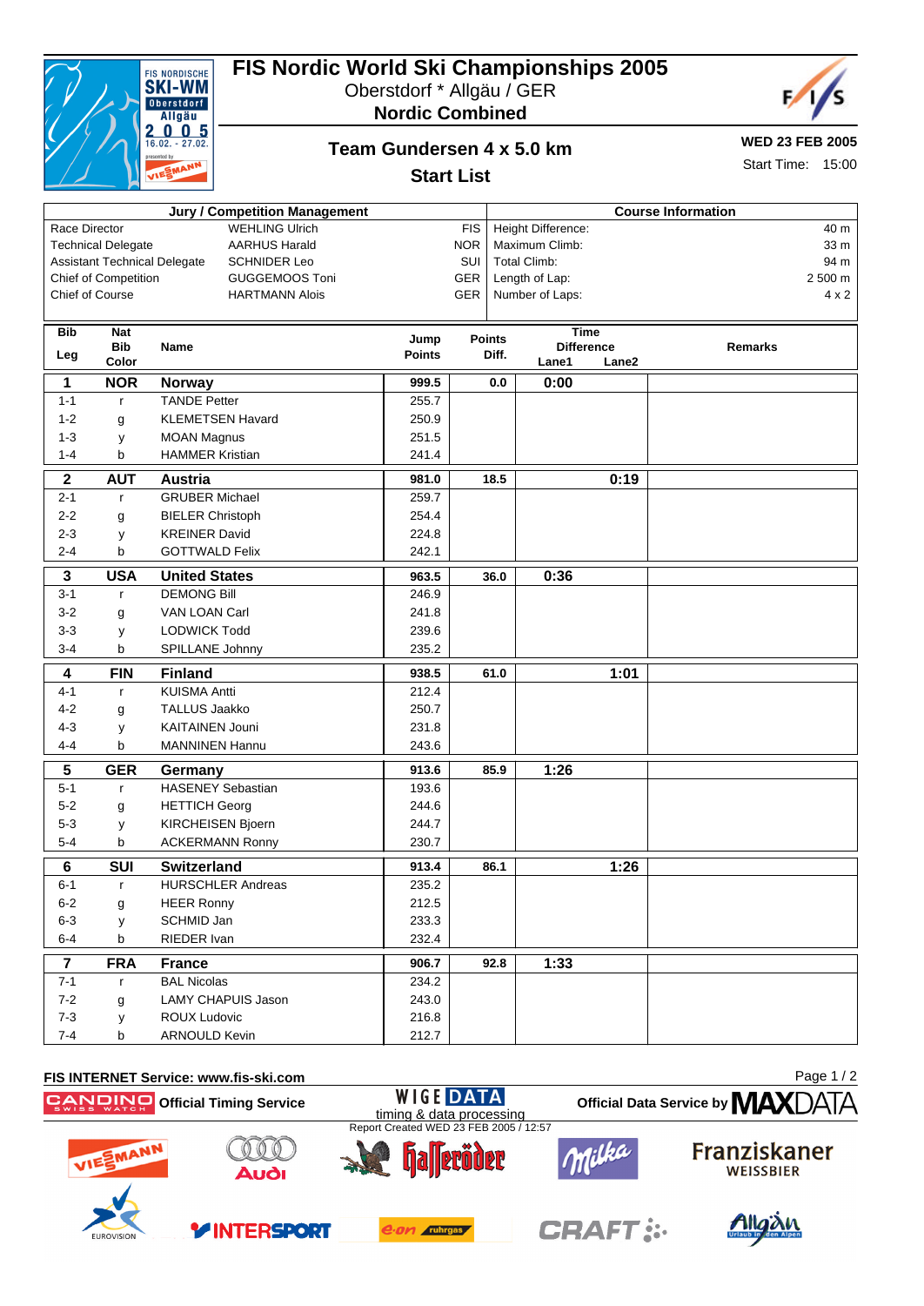# FIS Nordic World Ski Championships 2005

Oberstdorf * Allgäu / GER

**Nordic Combined**

## Team Gundersen 4 x 5.0 km

**Start List**

**WED 23 FEB 2005**

Start Time: 15:00

| Jury / Competition Management | | |
|---|---|---|
| Race Director | WEHLING Ulrich | FIS |
| Technical Delegate | AARHUS Harald | NOR |
| Assistant Technical Delegate | SCHNIDER Leo | SUI |
| Chief of Competition | GUGGEMOOS Toni | GER |
| Chief of Course | HARTMANN Alois | GER |

| Course Information | |
|---|---|
| Height Difference: | 40 m |
| Maximum Climb: | 33 m |
| Total Climb: | 94 m |
| Length of Lap: | 2 500 m |
| Number of Laps: | 4 x 2 |

| Bib Leg | Nat Bib Color | Name | Jump Points | Points Diff. | Time Difference Lane1 | Time Difference Lane2 | Remarks |
|---|---|---|---|---|---|---|---|
| **1** | **NOR** | **Norway** | **999.5** | **0.0** | **0:00** | | |
| 1-1 | r | TANDE Petter | 255.7 | | | | |
| 1-2 | g | KLEMETSEN Havard | 250.9 | | | | |
| 1-3 | y | MOAN Magnus | 251.5 | | | | |
| 1-4 | b | HAMMER Kristian | 241.4 | | | | |
| **2** | **AUT** | **Austria** | **981.0** | **18.5** | | **0:19** | |
| 2-1 | r | GRUBER Michael | 259.7 | | | | |
| 2-2 | g | BIELER Christoph | 254.4 | | | | |
| 2-3 | y | KREINER David | 224.8 | | | | |
| 2-4 | b | GOTTWALD Felix | 242.1 | | | | |
| **3** | **USA** | **United States** | **963.5** | **36.0** | **0:36** | | |
| 3-1 | r | DEMONG Bill | 246.9 | | | | |
| 3-2 | g | VAN LOAN Carl | 241.8 | | | | |
| 3-3 | y | LODWICK Todd | 239.6 | | | | |
| 3-4 | b | SPILLANE Johnny | 235.2 | | | | |
| **4** | **FIN** | **Finland** | **938.5** | **61.0** | | **1:01** | |
| 4-1 | r | KUISMA Antti | 212.4 | | | | |
| 4-2 | g | TALLUS Jaakko | 250.7 | | | | |
| 4-3 | y | KAITAINEN Jouni | 231.8 | | | | |
| 4-4 | b | MANNINEN Hannu | 243.6 | | | | |
| **5** | **GER** | **Germany** | **913.6** | **85.9** | **1:26** | | |
| 5-1 | r | HASENEY Sebastian | 193.6 | | | | |
| 5-2 | g | HETTICH Georg | 244.6 | | | | |
| 5-3 | y | KIRCHEISEN Bjoern | 244.7 | | | | |
| 5-4 | b | ACKERMANN Ronny | 230.7 | | | | |
| **6** | **SUI** | **Switzerland** | **913.4** | **86.1** | | **1:26** | |
| 6-1 | r | HURSCHLER Andreas | 235.2 | | | | |
| 6-2 | g | HEER Ronny | 212.5 | | | | |
| 6-3 | y | SCHMID Jan | 233.3 | | | | |
| 6-4 | b | RIEDER Ivan | 232.4 | | | | |
| **7** | **FRA** | **France** | **906.7** | **92.8** | **1:33** | | |
| 7-1 | r | BAL Nicolas | 234.2 | | | | |
| 7-2 | g | LAMY CHAPUIS Jason | 243.0 | | | | |
| 7-3 | y | ROUX Ludovic | 216.8 | | | | |
| 7-4 | b | ARNOULD Kevin | 212.7 | | | | |

FIS INTERNET Service: www.fis-ski.com

CANDINO Official Timing Service | WIGE DATA timing & data processing | Official Data Service by MAXDATA

Report Created WED 23 FEB 2005 / 12:57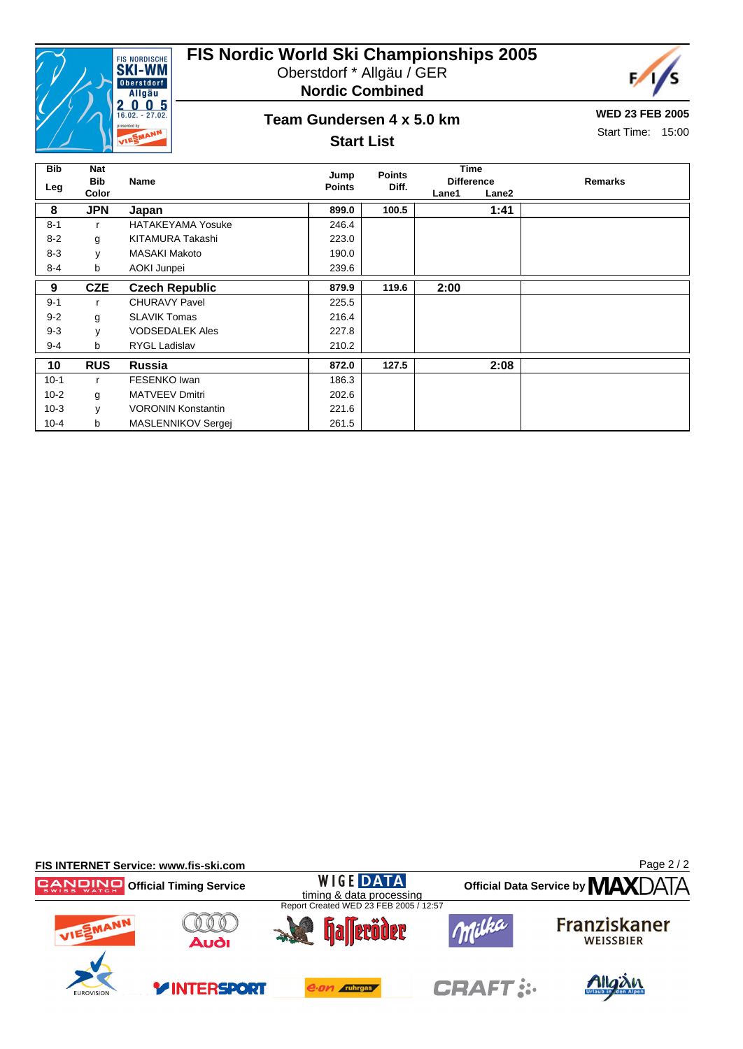# FIS Nordic World Ski Championships 2005

Oberstdorf * Allgäu / GER

**Nordic Combined**

## Team Gundersen 4 x 5.0 km

### Start List

WED 23 FEB 2005

Start Time: 15:00

| Bib Leg | Nat Bib Color | Name | Jump Points | Points Diff. | Time Difference Lane1 | Time Difference Lane2 | Remarks |
|---|---|---|---|---|---|---|---|
| **8** | **JPN** | **Japan** | **899.0** | **100.5** | | **1:41** | |
| 8-1 | r | HATAKEYAMA Yosuke | 246.4 | | | | |
| 8-2 | g | KITAMURA Takashi | 223.0 | | | | |
| 8-3 | y | MASAKI Makoto | 190.0 | | | | |
| 8-4 | b | AOKI Junpei | 239.6 | | | | |
| **9** | **CZE** | **Czech Republic** | **879.9** | **119.6** | **2:00** | | |
| 9-1 | r | CHURAVY Pavel | 225.5 | | | | |
| 9-2 | g | SLAVIK Tomas | 216.4 | | | | |
| 9-3 | y | VODSEDALEK Ales | 227.8 | | | | |
| 9-4 | b | RYGL Ladislav | 210.2 | | | | |
| **10** | **RUS** | **Russia** | **872.0** | **127.5** | | **2:08** | |
| 10-1 | r | FESENKO Iwan | 186.3 | | | | |
| 10-2 | g | MATVEEV Dmitri | 202.6 | | | | |
| 10-3 | y | VORONIN Konstantin | 221.6 | | | | |
| 10-4 | b | MASLENNIKOV Sergej | 261.5 | | | | |

FIS INTERNET Service: www.fis-ski.com

Official Timing Service

WIGE DATA timing & data processing

Report Created WED 23 FEB 2005 / 12:57

Official Data Service by MAXDATA